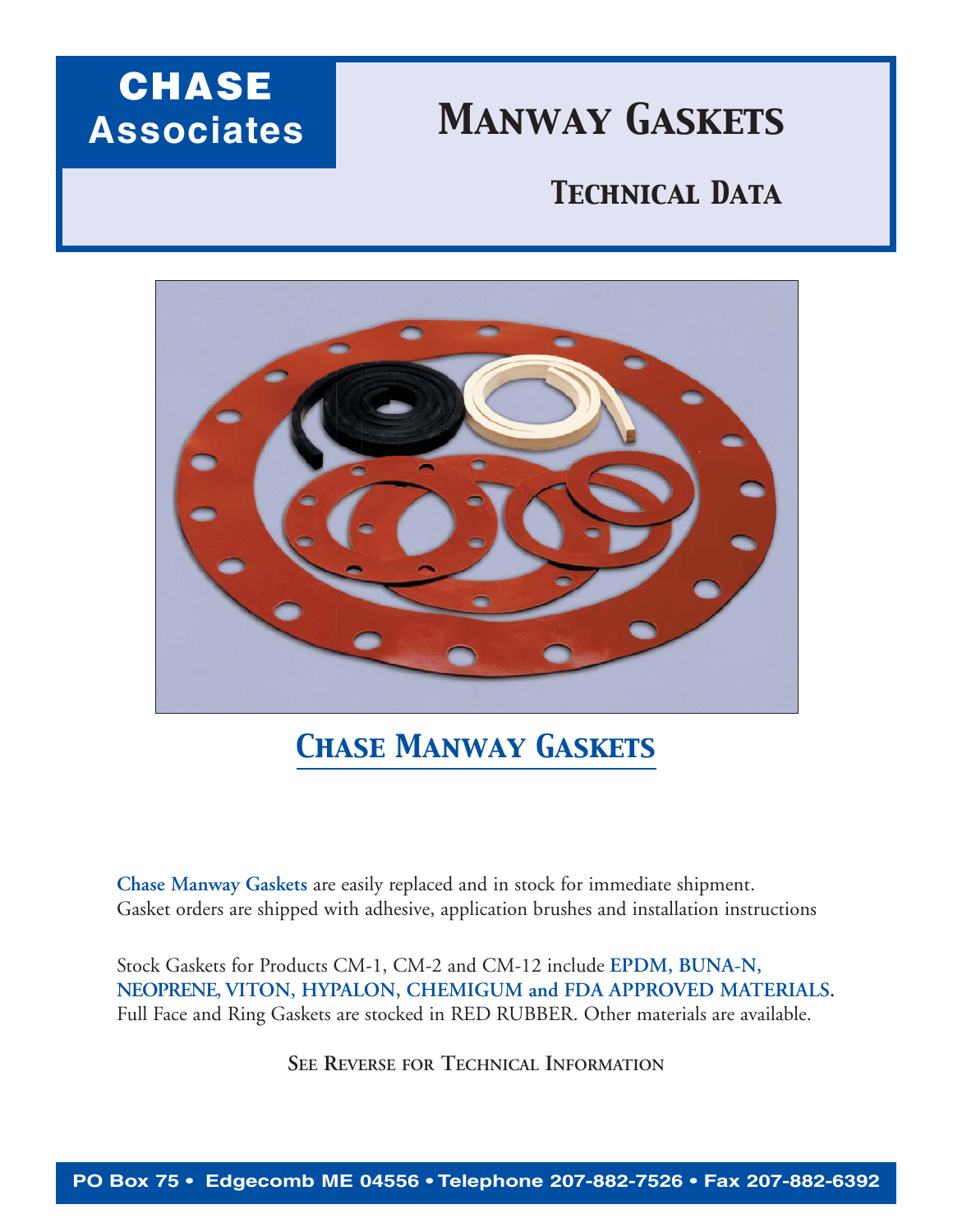**CHASE Associates**

# Manway Gaskets

## Technical Data

## Chase Manway Gaskets

**Chase Manway Gaskets** are easily replaced and in stock for immediate shipment.
Gasket orders are shipped with adhesive, application brushes and installation instructions

Stock Gaskets for Products CM-1, CM-2 and CM-12 include **EPDM, BUNA-N, NEOPRENE, VITON, HYPALON, CHEMIGUM and FDA APPROVED MATERIALS**. Full Face and Ring Gaskets are stocked in RED RUBBER. Other materials are available.

**See Reverse for Technical Information**

PO Box 75 • Edgecomb ME 04556 • Telephone 207-882-7526 • Fax 207-882-6392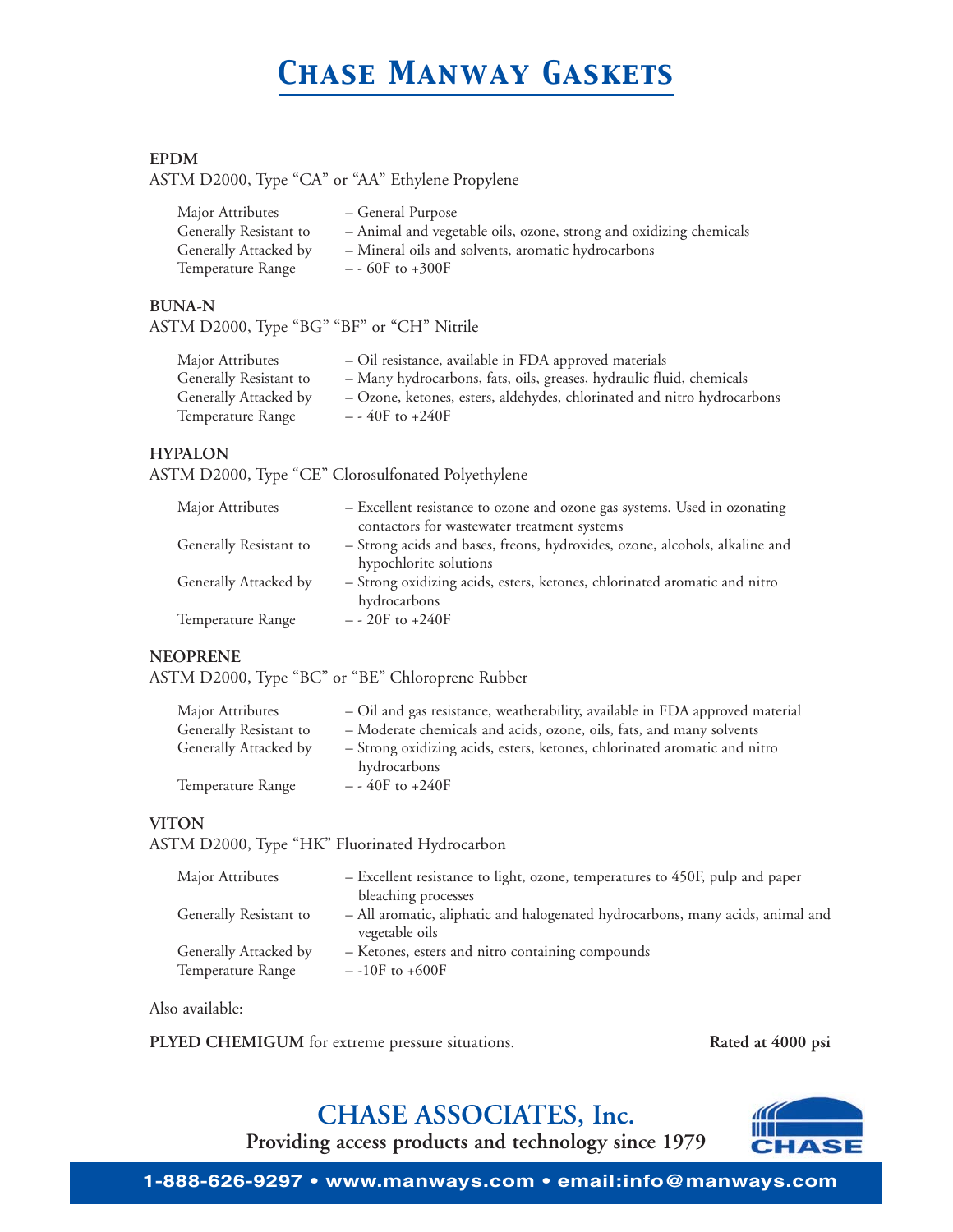# *Chase Manway Gaskets*

**EPDM**

ASTM D2000, Type "CA" or "AA" Ethylene Propylene

| | |
|---|---|
| Major Attributes | – General Purpose |
| Generally Resistant to | – Animal and vegetable oils, ozone, strong and oxidizing chemicals |
| Generally Attacked by | – Mineral oils and solvents, aromatic hydrocarbons |
| Temperature Range | – - 60F to +300F |

**BUNA-N**

ASTM D2000, Type "BG" "BF" or "CH" Nitrile

| | |
|---|---|
| Major Attributes | – Oil resistance, available in FDA approved materials |
| Generally Resistant to | – Many hydrocarbons, fats, oils, greases, hydraulic fluid, chemicals |
| Generally Attacked by | – Ozone, ketones, esters, aldehydes, chlorinated and nitro hydrocarbons |
| Temperature Range | – - 40F to +240F |

**HYPALON**

ASTM D2000, Type "CE" Clorosulfonated Polyethylene

| | |
|---|---|
| Major Attributes | – Excellent resistance to ozone and ozone gas systems. Used in ozonating contactors for wastewater treatment systems |
| Generally Resistant to | – Strong acids and bases, freons, hydroxides, ozone, alcohols, alkaline and hypochlorite solutions |
| Generally Attacked by | – Strong oxidizing acids, esters, ketones, chlorinated aromatic and nitro hydrocarbons |
| Temperature Range | – - 20F to +240F |

**NEOPRENE**

ASTM D2000, Type "BC" or "BE" Chloroprene Rubber

| | |
|---|---|
| Major Attributes | – Oil and gas resistance, weatherability, available in FDA approved material |
| Generally Resistant to | – Moderate chemicals and acids, ozone, oils, fats, and many solvents |
| Generally Attacked by | – Strong oxidizing acids, esters, ketones, chlorinated aromatic and nitro hydrocarbons |
| Temperature Range | – - 40F to +240F |

**VITON**

ASTM D2000, Type "HK" Fluorinated Hydrocarbon

| | |
|---|---|
| Major Attributes | – Excellent resistance to light, ozone, temperatures to 450F, pulp and paper bleaching processes |
| Generally Resistant to | – All aromatic, aliphatic and halogenated hydrocarbons, many acids, animal and vegetable oils |
| Generally Attacked by | – Ketones, esters and nitro containing compounds |
| Temperature Range | – -10F to +600F |

Also available:

**PLYED CHEMIGUM** for extreme pressure situations. **Rated at 4000 psi**

## CHASE ASSOCIATES, Inc.

**Providing access products and technology since 1979**

CHASE

**1-888-626-9297 • www.manways.com • email:info@manways.com**